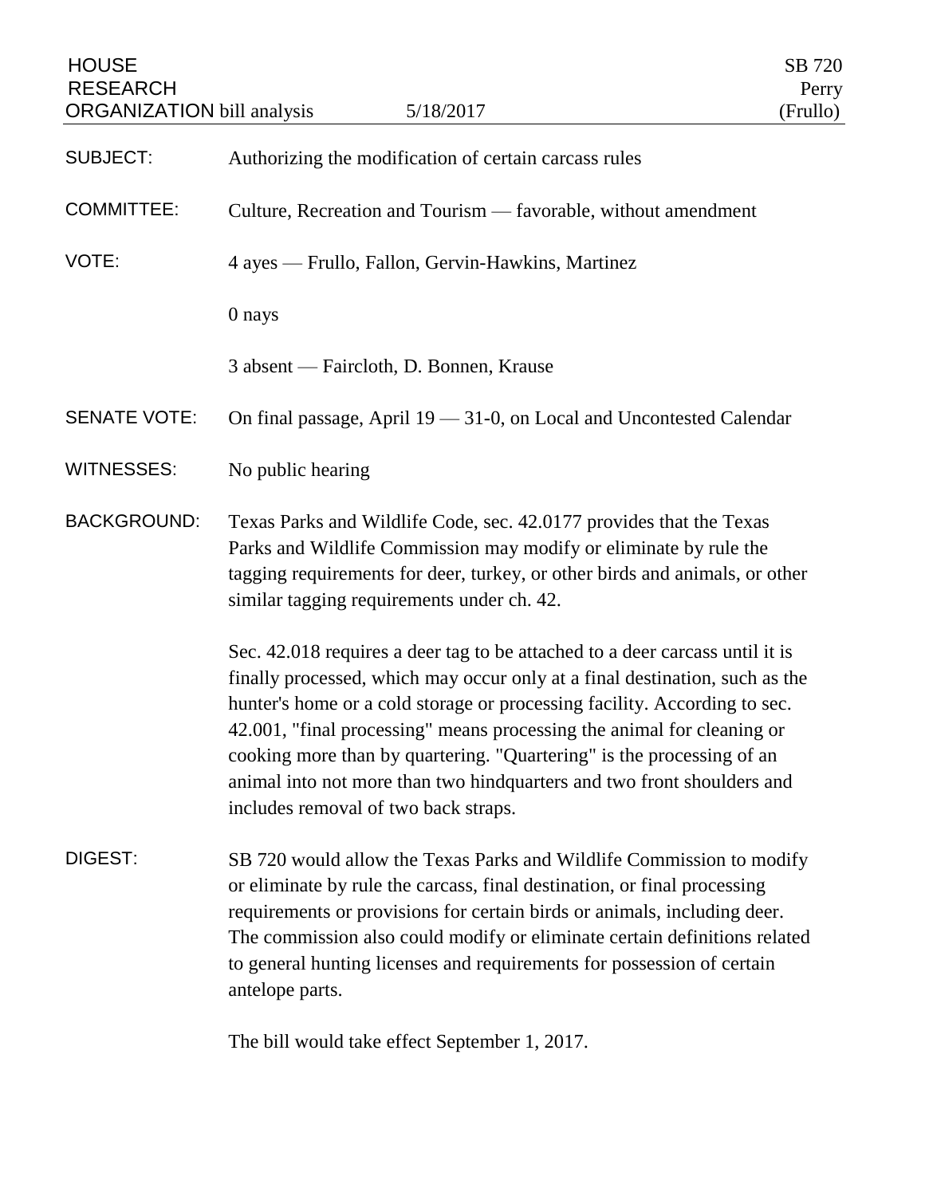HOUSE RESEARCH ORGANIZATION bill analysis 5/18/2017

SB 720
Perry
(Frullo)

**SUBJECT:** Authorizing the modification of certain carcass rules

**COMMITTEE:** Culture, Recreation and Tourism — favorable, without amendment

**VOTE:** 4 ayes — Frullo, Fallon, Gervin-Hawkins, Martinez

0 nays

3 absent — Faircloth, D. Bonnen, Krause

**SENATE VOTE:** On final passage, April 19 — 31-0, on Local and Uncontested Calendar

**WITNESSES:** No public hearing

**BACKGROUND:** Texas Parks and Wildlife Code, sec. 42.0177 provides that the Texas Parks and Wildlife Commission may modify or eliminate by rule the tagging requirements for deer, turkey, or other birds and animals, or other similar tagging requirements under ch. 42.

Sec. 42.018 requires a deer tag to be attached to a deer carcass until it is finally processed, which may occur only at a final destination, such as the hunter's home or a cold storage or processing facility. According to sec. 42.001, "final processing" means processing the animal for cleaning or cooking more than by quartering. "Quartering" is the processing of an animal into not more than two hindquarters and two front shoulders and includes removal of two back straps.

**DIGEST:** SB 720 would allow the Texas Parks and Wildlife Commission to modify or eliminate by rule the carcass, final destination, or final processing requirements or provisions for certain birds or animals, including deer. The commission also could modify or eliminate certain definitions related to general hunting licenses and requirements for possession of certain antelope parts.

The bill would take effect September 1, 2017.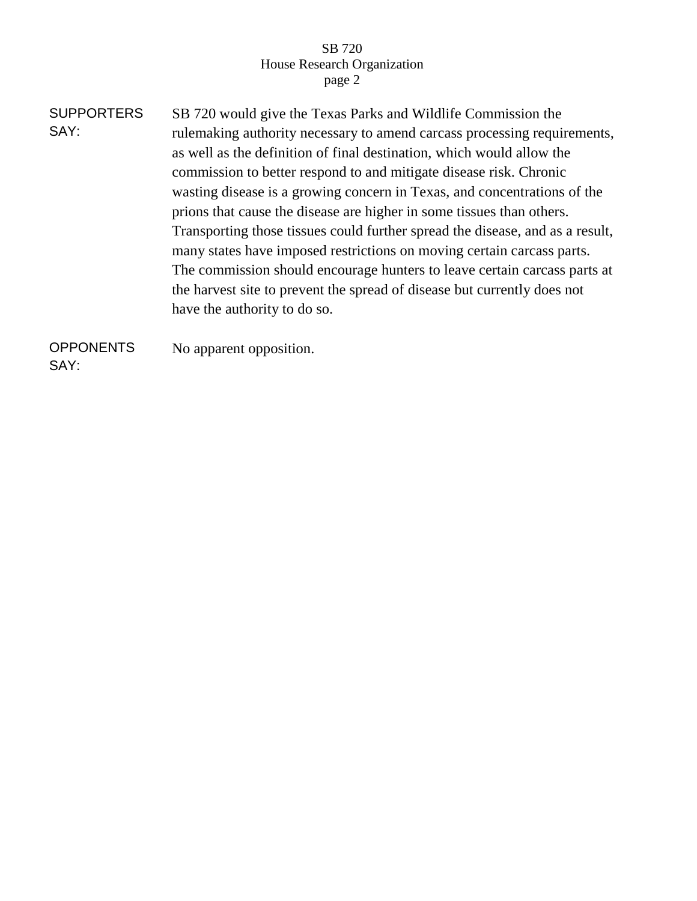**SUPPORTERS SAY:**

SB 720 would give the Texas Parks and Wildlife Commission the rulemaking authority necessary to amend carcass processing requirements, as well as the definition of final destination, which would allow the commission to better respond to and mitigate disease risk. Chronic wasting disease is a growing concern in Texas, and concentrations of the prions that cause the disease are higher in some tissues than others. Transporting those tissues could further spread the disease, and as a result, many states have imposed restrictions on moving certain carcass parts. The commission should encourage hunters to leave certain carcass parts at the harvest site to prevent the spread of disease but currently does not have the authority to do so.

**OPPONENTS SAY:**

No apparent opposition.